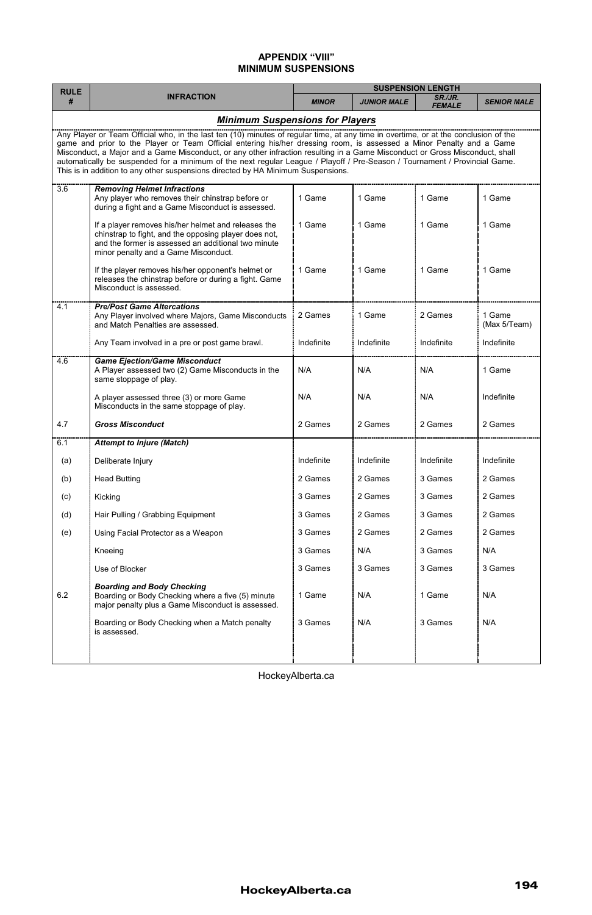## APPENDIX "VIII"
## MINIMUM SUSPENSIONS

| RULE # | INFRACTION | SUSPENSION LENGTH | | | |
|---|---|---|---|---|---|
| | | ***MINOR*** | ***JUNIOR MALE*** | ***SR./JR. FEMALE*** | ***SENIOR MALE*** |
| | ***Minimum Suspensions for Players*** | | | | |
| | Any Player or Team Official who, in the last ten (10) minutes of regular time, at any time in overtime, or at the conclusion of the game and prior to the Player or Team Official entering his/her dressing room, is assessed a Minor Penalty and a Game Misconduct, a Major and a Game Misconduct, or any other infraction resulting in a Game Misconduct or Gross Misconduct, shall automatically be suspended for a minimum of the next regular League / Playoff / Pre-Season / Tournament / Provincial Game. This is in addition to any other suspensions directed by HA Minimum Suspensions. | | | | |
| 3.6 | ***Removing Helmet Infractions*** Any player who removes their chinstrap before or during a fight and a Game Misconduct is assessed. | 1 Game | 1 Game | 1 Game | 1 Game |
| | If a player removes his/her helmet and releases the chinstrap to fight, and the opposing player does not, and the former is assessed an additional two minute minor penalty and a Game Misconduct. | 1 Game | 1 Game | 1 Game | 1 Game |
| | If the player removes his/her opponent's helmet or releases the chinstrap before or during a fight. Game Misconduct is assessed. | 1 Game | 1 Game | 1 Game | 1 Game |
| 4.1 | ***Pre/Post Game Altercations*** Any Player involved where Majors, Game Misconducts and Match Penalties are assessed. | 2 Games | 1 Game | 2 Games | 1 Game (Max 5/Team) |
| | Any Team involved in a pre or post game brawl. | Indefinite | Indefinite | Indefinite | Indefinite |
| 4.6 | ***Game Ejection/Game Misconduct*** A Player assessed two (2) Game Misconducts in the same stoppage of play. | N/A | N/A | N/A | 1 Game |
| | A player assessed three (3) or more Game Misconducts in the same stoppage of play. | N/A | N/A | N/A | Indefinite |
| 4.7 | ***Gross Misconduct*** | 2 Games | 2 Games | 2 Games | 2 Games |
| 6.1 | ***Attempt to Injure (Match)*** | | | | |
| (a) | Deliberate Injury | Indefinite | Indefinite | Indefinite | Indefinite |
| (b) | Head Butting | 2 Games | 2 Games | 3 Games | 2 Games |
| (c) | Kicking | 3 Games | 2 Games | 3 Games | 2 Games |
| (d) | Hair Pulling / Grabbing Equipment | 3 Games | 2 Games | 3 Games | 2 Games |
| (e) | Using Facial Protector as a Weapon | 3 Games | 2 Games | 2 Games | 2 Games |
| | Kneeing | 3 Games | N/A | 3 Games | N/A |
| | Use of Blocker | 3 Games | 3 Games | 3 Games | 3 Games |
| 6.2 | ***Boarding and Body Checking*** Boarding or Body Checking where a five (5) minute major penalty plus a Game Misconduct is assessed. | 1 Game | N/A | 1 Game | N/A |
| | Boarding or Body Checking when a Match penalty is assessed. | 3 Games | N/A | 3 Games | N/A |

HockeyAlberta.ca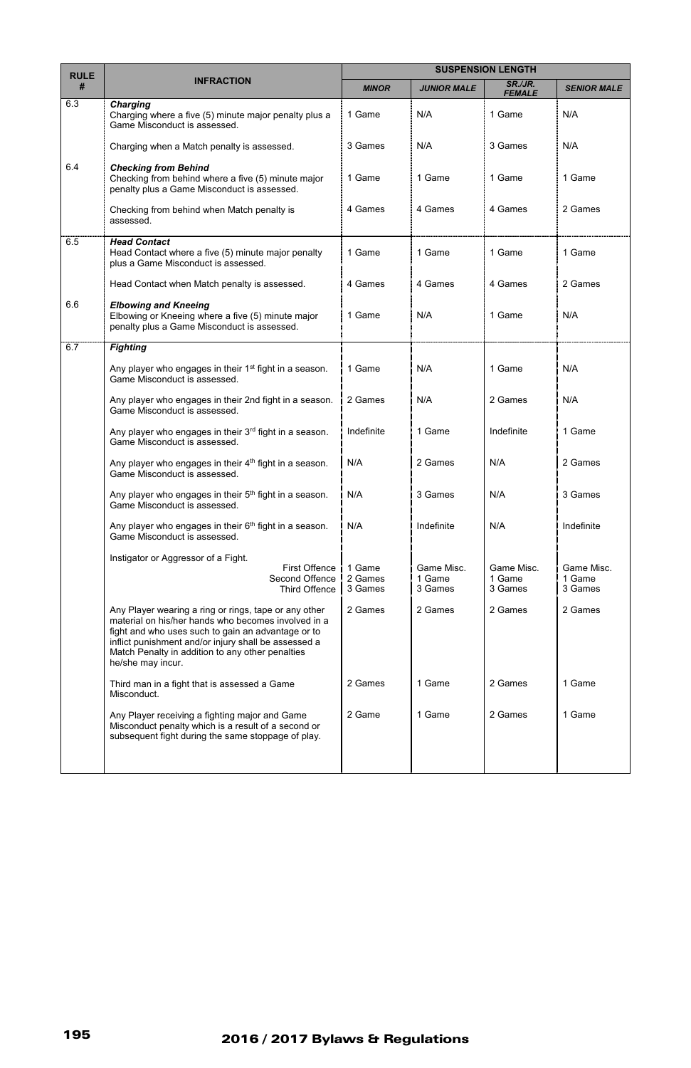| RULE # | INFRACTION | SUSPENSION LENGTH | | | |
|---|---|---|---|---|---|
| | | ***MINOR*** | ***JUNIOR MALE*** | ***SR./JR. FEMALE*** | ***SENIOR MALE*** |
| 6.3 | ***Charging*** Charging where a five (5) minute major penalty plus a Game Misconduct is assessed. | 1 Game | N/A | 1 Game | N/A |
| | Charging when a Match penalty is assessed. | 3 Games | N/A | 3 Games | N/A |
| 6.4 | ***Checking from Behind*** Checking from behind where a five (5) minute major penalty plus a Game Misconduct is assessed. | 1 Game | 1 Game | 1 Game | 1 Game |
| | Checking from behind when Match penalty is assessed. | 4 Games | 4 Games | 4 Games | 2 Games |
| 6.5 | ***Head Contact*** Head Contact where a five (5) minute major penalty plus a Game Misconduct is assessed. | 1 Game | 1 Game | 1 Game | 1 Game |
| | Head Contact when Match penalty is assessed. | 4 Games | 4 Games | 4 Games | 2 Games |
| 6.6 | ***Elbowing and Kneeing*** Elbowing or Kneeing where a five (5) minute major penalty plus a Game Misconduct is assessed. | 1 Game | N/A | 1 Game | N/A |
| 6.7 | ***Fighting*** | | | | |
| | Any player who engages in their 1st fight in a season. Game Misconduct is assessed. | 1 Game | N/A | 1 Game | N/A |
| | Any player who engages in their 2nd fight in a season. Game Misconduct is assessed. | 2 Games | N/A | 2 Games | N/A |
| | Any player who engages in their 3rd fight in a season. Game Misconduct is assessed. | Indefinite | 1 Game | Indefinite | 1 Game |
| | Any player who engages in their 4th fight in a season. Game Misconduct is assessed. | N/A | 2 Games | N/A | 2 Games |
| | Any player who engages in their 5th fight in a season. Game Misconduct is assessed. | N/A | 3 Games | N/A | 3 Games |
| | Any player who engages in their 6th fight in a season. Game Misconduct is assessed. | N/A | Indefinite | N/A | Indefinite |
| | Instigator or Aggressor of a Fight. First Offence / Second Offence / Third Offence | 1 Game / 2 Games / 3 Games | Game Misc. / 1 Game / 3 Games | Game Misc. / 1 Game / 3 Games | Game Misc. / 1 Game / 3 Games |
| | Any Player wearing a ring or rings, tape or any other material on his/her hands who becomes involved in a fight and who uses such to gain an advantage or to inflict punishment and/or injury shall be assessed a Match Penalty in addition to any other penalties he/she may incur. | 2 Games | 2 Games | 2 Games | 2 Games |
| | Third man in a fight that is assessed a Game Misconduct. | 2 Games | 1 Game | 2 Games | 1 Game |
| | Any Player receiving a fighting major and Game Misconduct penalty which is a result of a second or subsequent fight during the same stoppage of play. | 2 Game | 1 Game | 2 Games | 1 Game |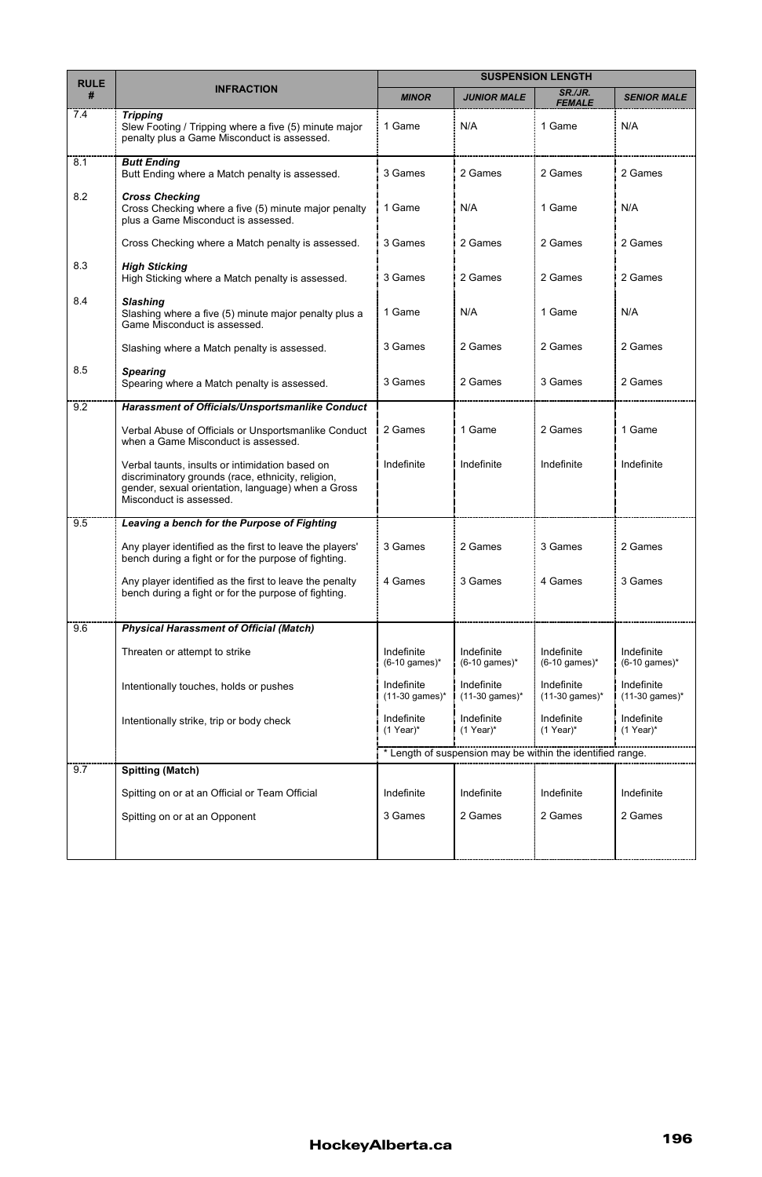| RULE # | INFRACTION | SUSPENSION LENGTH | | | |
|---|---|---|---|---|---|
| | | ***MINOR*** | ***JUNIOR MALE*** | ***SR./JR. FEMALE*** | ***SENIOR MALE*** |
| 7.4 | ***Tripping*** Slew Footing / Tripping where a five (5) minute major penalty plus a Game Misconduct is assessed. | 1 Game | N/A | 1 Game | N/A |
| 8.1 | ***Butt Ending*** Butt Ending where a Match penalty is assessed. | 3 Games | 2 Games | 2 Games | 2 Games |
| 8.2 | ***Cross Checking*** Cross Checking where a five (5) minute major penalty plus a Game Misconduct is assessed. | 1 Game | N/A | 1 Game | N/A |
| | Cross Checking where a Match penalty is assessed. | 3 Games | 2 Games | 2 Games | 2 Games |
| 8.3 | ***High Sticking*** High Sticking where a Match penalty is assessed. | 3 Games | 2 Games | 2 Games | 2 Games |
| 8.4 | ***Slashing*** Slashing where a five (5) minute major penalty plus a Game Misconduct is assessed. | 1 Game | N/A | 1 Game | N/A |
| | Slashing where a Match penalty is assessed. | 3 Games | 2 Games | 2 Games | 2 Games |
| 8.5 | ***Spearing*** Spearing where a Match penalty is assessed. | 3 Games | 2 Games | 3 Games | 2 Games |
| 9.2 | ***Harassment of Officials/Unsportsmanlike Conduct*** | | | | |
| | Verbal Abuse of Officials or Unsportsmanlike Conduct when a Game Misconduct is assessed. | 2 Games | 1 Game | 2 Games | 1 Game |
| | Verbal taunts, insults or intimidation based on discriminatory grounds (race, ethnicity, religion, gender, sexual orientation, language) when a Gross Misconduct is assessed. | Indefinite | Indefinite | Indefinite | Indefinite |
| 9.5 | ***Leaving a bench for the Purpose of Fighting*** | | | | |
| | Any player identified as the first to leave the players' bench during a fight or for the purpose of fighting. | 3 Games | 2 Games | 3 Games | 2 Games |
| | Any player identified as the first to leave the penalty bench during a fight or for the purpose of fighting. | 4 Games | 3 Games | 4 Games | 3 Games |
| 9.6 | ***Physical Harassment of Official (Match)*** | | | | |
| | Threaten or attempt to strike | Indefinite (6-10 games)* | Indefinite (6-10 games)* | Indefinite (6-10 games)* | Indefinite (6-10 games)* |
| | Intentionally touches, holds or pushes | Indefinite (11-30 games)* | Indefinite (11-30 games)* | Indefinite (11-30 games)* | Indefinite (11-30 games)* |
| | Intentionally strike, trip or body check | Indefinite (1 Year)* | Indefinite (1 Year)* | Indefinite (1 Year)* | Indefinite (1 Year)* |
| | | * Length of suspension may be within the identified range. | | | |
| 9.7 | **Spitting (Match)** | | | | |
| | Spitting on or at an Official or Team Official | Indefinite | Indefinite | Indefinite | Indefinite |
| | Spitting on or at an Opponent | 3 Games | 2 Games | 2 Games | 2 Games |